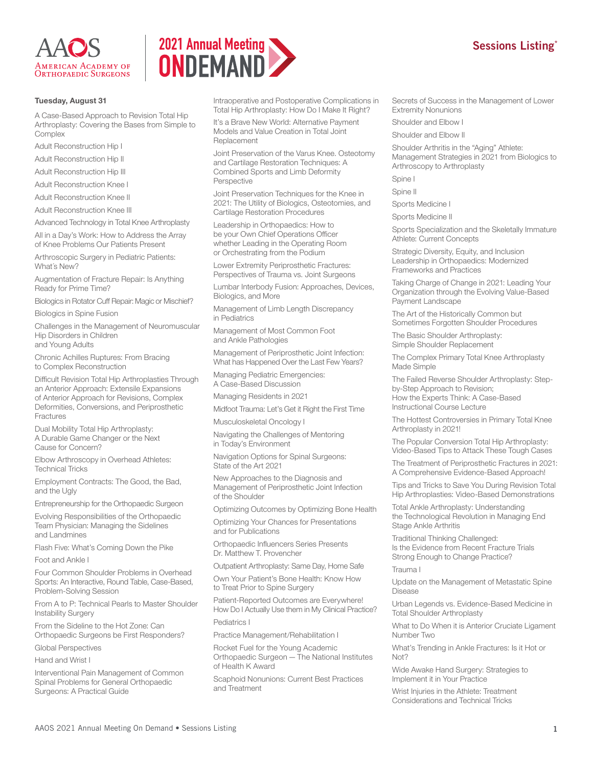# AAOS American Academy of Orthopaedic Surgeons

# 2021 Annual Meeting ONDEMAND

## Sessions Listing*

### Tuesday, August 31

A Case-Based Approach to Revision Total Hip Arthroplasty: Covering the Bases from Simple to Complex

Adult Reconstruction Hip I

Adult Reconstruction Hip II

Adult Reconstruction Hip III

Adult Reconstruction Knee I

Adult Reconstruction Knee II

Adult Reconstruction Knee III

Advanced Technology in Total Knee Arthroplasty

All in a Day's Work: How to Address the Array of Knee Problems Our Patients Present

Arthroscopic Surgery in Pediatric Patients: What's New?

Augmentation of Fracture Repair: Is Anything Ready for Prime Time?

Biologics in Rotator Cuff Repair: Magic or Mischief?

Biologics in Spine Fusion

Challenges in the Management of Neuromuscular Hip Disorders in Children and Young Adults

Chronic Achilles Ruptures: From Bracing to Complex Reconstruction

Difficult Revision Total Hip Arthroplasties Through an Anterior Approach: Extensile Expansions of Anterior Approach for Revisions, Complex Deformities, Conversions, and Periprosthetic Fractures

Dual Mobility Total Hip Arthroplasty: A Durable Game Changer or the Next Cause for Concern?

Elbow Arthroscopy in Overhead Athletes: Technical Tricks

Employment Contracts: The Good, the Bad, and the Ugly

Entrepreneurship for the Orthopaedic Surgeon

Evolving Responsibilities of the Orthopaedic Team Physician: Managing the Sidelines and Landmines

Flash Five: What's Coming Down the Pike

Foot and Ankle I

Four Common Shoulder Problems in Overhead Sports: An Interactive, Round Table, Case-Based, Problem-Solving Session

From A to P: Technical Pearls to Master Shoulder Instability Surgery

From the Sideline to the Hot Zone: Can Orthopaedic Surgeons be First Responders?

Global Perspectives

Hand and Wrist I

Interventional Pain Management of Common Spinal Problems for General Orthopaedic Surgeons: A Practical Guide

Intraoperative and Postoperative Complications in Total Hip Arthroplasty: How Do I Make It Right?

It's a Brave New World: Alternative Payment Models and Value Creation in Total Joint Replacement

Joint Preservation of the Varus Knee. Osteotomy and Cartilage Restoration Techniques: A Combined Sports and Limb Deformity Perspective

Joint Preservation Techniques for the Knee in 2021: The Utility of Biologics, Osteotomies, and Cartilage Restoration Procedures

Leadership in Orthopaedics: How to be your Own Chief Operations Officer whether Leading in the Operating Room or Orchestrating from the Podium

Lower Extremity Periprosthetic Fractures: Perspectives of Trauma vs. Joint Surgeons

Lumbar Interbody Fusion: Approaches, Devices, Biologics, and More

Management of Limb Length Discrepancy in Pediatrics

Management of Most Common Foot and Ankle Pathologies

Management of Periprosthetic Joint Infection: What has Happened Over the Last Few Years?

Managing Pediatric Emergencies: A Case-Based Discussion

Managing Residents in 2021

Midfoot Trauma: Let's Get it Right the First Time

Musculoskeletal Oncology I

Navigating the Challenges of Mentoring in Today's Environment

Navigation Options for Spinal Surgeons: State of the Art 2021

New Approaches to the Diagnosis and Management of Periprosthetic Joint Infection of the Shoulder

Optimizing Outcomes by Optimizing Bone Health

Optimizing Your Chances for Presentations and for Publications

Orthopaedic Influencers Series Presents Dr. Matthew T. Provencher

Outpatient Arthroplasty: Same Day, Home Safe

Own Your Patient's Bone Health: Know How to Treat Prior to Spine Surgery

Patient-Reported Outcomes are Everywhere! How Do I Actually Use them in My Clinical Practice?

Pediatrics I

Practice Management/Rehabilitation I

Rocket Fuel for the Young Academic Orthopaedic Surgeon — The National Institutes of Health K Award

Scaphoid Nonunions: Current Best Practices and Treatment

Secrets of Success in the Management of Lower Extremity Nonunions

Shoulder and Elbow I

Shoulder and Elbow II

Shoulder Arthritis in the "Aging" Athlete: Management Strategies in 2021 from Biologics to Arthroscopy to Arthroplasty

Spine I

Spine II

Sports Medicine I

Sports Medicine II

Sports Specialization and the Skeletally Immature Athlete: Current Concepts

Strategic Diversity, Equity, and Inclusion Leadership in Orthopaedics: Modernized Frameworks and Practices

Taking Charge of Change in 2021: Leading Your Organization through the Evolving Value-Based Payment Landscape

The Art of the Historically Common but Sometimes Forgotten Shoulder Procedures

The Basic Shoulder Arthroplasty: Simple Shoulder Replacement

The Complex Primary Total Knee Arthroplasty Made Simple

The Failed Reverse Shoulder Arthroplasty: Step-by-Step Approach to Revision; How the Experts Think: A Case-Based Instructional Course Lecture

The Hottest Controversies in Primary Total Knee Arthroplasty in 2021!

The Popular Conversion Total Hip Arthroplasty: Video-Based Tips to Attack These Tough Cases

The Treatment of Periprosthetic Fractures in 2021: A Comprehensive Evidence-Based Approach!

Tips and Tricks to Save You During Revision Total Hip Arthroplasties: Video-Based Demonstrations

Total Ankle Arthroplasty: Understanding the Technological Revolution in Managing End Stage Ankle Arthritis

Traditional Thinking Challenged: Is the Evidence from Recent Fracture Trials Strong Enough to Change Practice?

Trauma I

Update on the Management of Metastatic Spine Disease

Urban Legends vs. Evidence-Based Medicine in Total Shoulder Arthroplasty

What to Do When it is Anterior Cruciate Ligament Number Two

What's Trending in Ankle Fractures: Is it Hot or Not?

Wide Awake Hand Surgery: Strategies to Implement it in Your Practice

Wrist Injuries in the Athlete: Treatment Considerations and Technical Tricks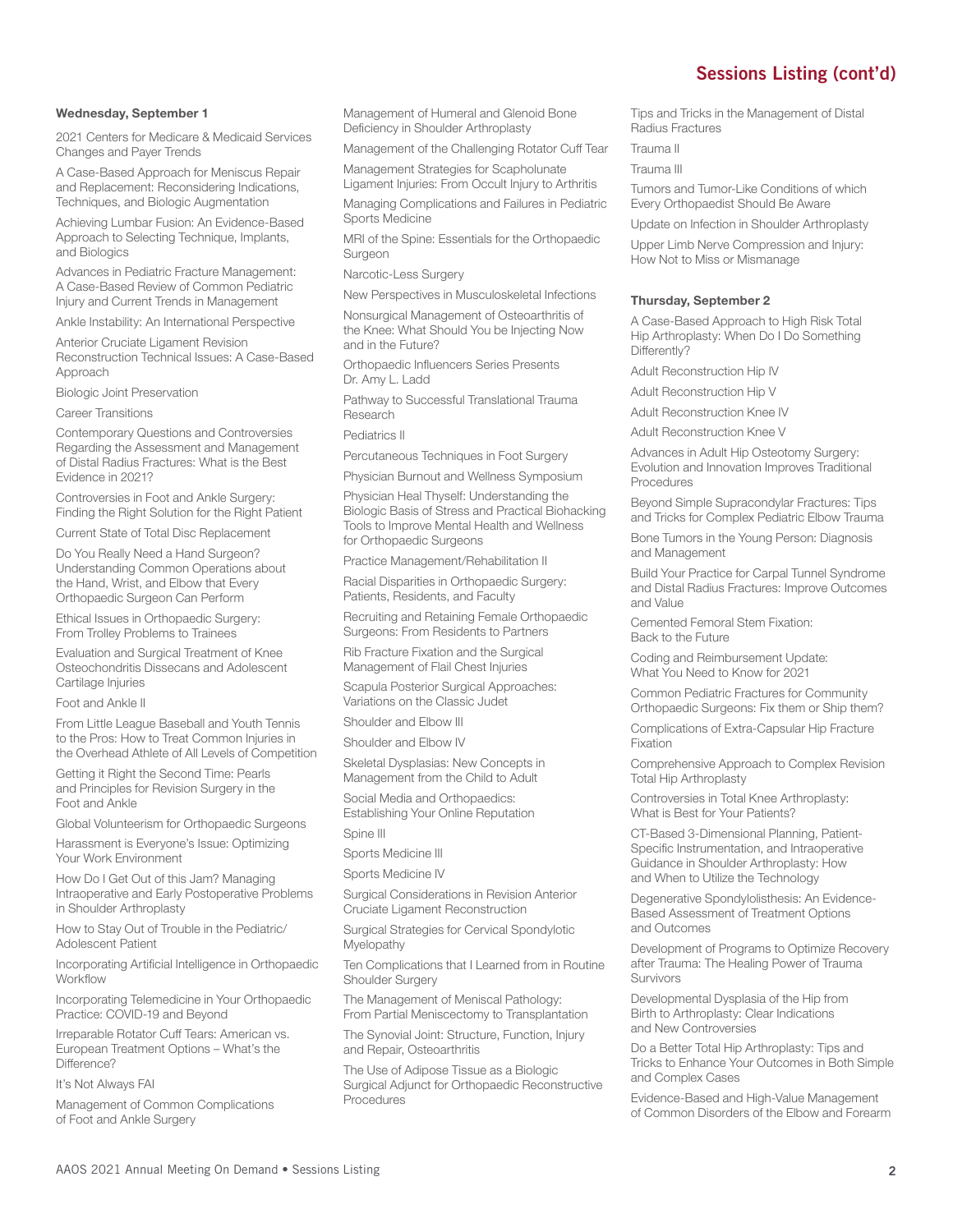# Sessions Listing (cont'd)

**Wednesday, September 1**

2021 Centers for Medicare & Medicaid Services Changes and Payer Trends

A Case-Based Approach for Meniscus Repair and Replacement: Reconsidering Indications, Techniques, and Biologic Augmentation

Achieving Lumbar Fusion: An Evidence-Based Approach to Selecting Technique, Implants, and Biologics

Advances in Pediatric Fracture Management: A Case-Based Review of Common Pediatric Injury and Current Trends in Management

Ankle Instability: An International Perspective

Anterior Cruciate Ligament Revision Reconstruction Technical Issues: A Case-Based Approach

Biologic Joint Preservation

Career Transitions

Contemporary Questions and Controversies Regarding the Assessment and Management of Distal Radius Fractures: What is the Best Evidence in 2021?

Controversies in Foot and Ankle Surgery: Finding the Right Solution for the Right Patient

Current State of Total Disc Replacement

Do You Really Need a Hand Surgeon? Understanding Common Operations about the Hand, Wrist, and Elbow that Every Orthopaedic Surgeon Can Perform

Ethical Issues in Orthopaedic Surgery: From Trolley Problems to Trainees

Evaluation and Surgical Treatment of Knee Osteochondritis Dissecans and Adolescent Cartilage Injuries

Foot and Ankle II

From Little League Baseball and Youth Tennis to the Pros: How to Treat Common Injuries in the Overhead Athlete of All Levels of Competition

Getting it Right the Second Time: Pearls and Principles for Revision Surgery in the Foot and Ankle

Global Volunteerism for Orthopaedic Surgeons

Harassment is Everyone's Issue: Optimizing Your Work Environment

How Do I Get Out of this Jam? Managing Intraoperative and Early Postoperative Problems in Shoulder Arthroplasty

How to Stay Out of Trouble in the Pediatric/Adolescent Patient

Incorporating Artificial Intelligence in Orthopaedic Workflow

Incorporating Telemedicine in Your Orthopaedic Practice: COVID-19 and Beyond

Irreparable Rotator Cuff Tears: American vs. European Treatment Options – What's the Difference?

It's Not Always FAI

Management of Common Complications of Foot and Ankle Surgery

Management of Humeral and Glenoid Bone Deficiency in Shoulder Arthroplasty

Management of the Challenging Rotator Cuff Tear

Management Strategies for Scapholunate Ligament Injuries: From Occult Injury to Arthritis

Managing Complications and Failures in Pediatric Sports Medicine

MRI of the Spine: Essentials for the Orthopaedic Surgeon

Narcotic-Less Surgery

New Perspectives in Musculoskeletal Infections

Nonsurgical Management of Osteoarthritis of the Knee: What Should You be Injecting Now and in the Future?

Orthopaedic Influencers Series Presents Dr. Amy L. Ladd

Pathway to Successful Translational Trauma Research

Pediatrics II

Percutaneous Techniques in Foot Surgery

Physician Burnout and Wellness Symposium

Physician Heal Thyself: Understanding the Biologic Basis of Stress and Practical Biohacking Tools to Improve Mental Health and Wellness for Orthopaedic Surgeons

Practice Management/Rehabilitation II

Racial Disparities in Orthopaedic Surgery: Patients, Residents, and Faculty

Recruiting and Retaining Female Orthopaedic Surgeons: From Residents to Partners

Rib Fracture Fixation and the Surgical Management of Flail Chest Injuries

Scapula Posterior Surgical Approaches: Variations on the Classic Judet

Shoulder and Elbow III

Shoulder and Elbow IV

Skeletal Dysplasias: New Concepts in Management from the Child to Adult

Social Media and Orthopaedics: Establishing Your Online Reputation

Spine III

Sports Medicine III

Sports Medicine IV

Surgical Considerations in Revision Anterior Cruciate Ligament Reconstruction

Surgical Strategies for Cervical Spondylotic Myelopathy

Ten Complications that I Learned from in Routine Shoulder Surgery

The Management of Meniscal Pathology: From Partial Meniscectomy to Transplantation

The Synovial Joint: Structure, Function, Injury and Repair, Osteoarthritis

The Use of Adipose Tissue as a Biologic Surgical Adjunct for Orthopaedic Reconstructive Procedures

Tips and Tricks in the Management of Distal Radius Fractures

Trauma II

Trauma III

Tumors and Tumor-Like Conditions of which Every Orthopaedist Should Be Aware

Update on Infection in Shoulder Arthroplasty

Upper Limb Nerve Compression and Injury: How Not to Miss or Mismanage

**Thursday, September 2**

A Case-Based Approach to High Risk Total Hip Arthroplasty: When Do I Do Something Differently?

Adult Reconstruction Hip IV

Adult Reconstruction Hip V

Adult Reconstruction Knee IV

Adult Reconstruction Knee V

Advances in Adult Hip Osteotomy Surgery: Evolution and Innovation Improves Traditional Procedures

Beyond Simple Supracondylar Fractures: Tips and Tricks for Complex Pediatric Elbow Trauma

Bone Tumors in the Young Person: Diagnosis and Management

Build Your Practice for Carpal Tunnel Syndrome and Distal Radius Fractures: Improve Outcomes and Value

Cemented Femoral Stem Fixation: Back to the Future

Coding and Reimbursement Update: What You Need to Know for 2021

Common Pediatric Fractures for Community Orthopaedic Surgeons: Fix them or Ship them?

Complications of Extra-Capsular Hip Fracture Fixation

Comprehensive Approach to Complex Revision Total Hip Arthroplasty

Controversies in Total Knee Arthroplasty: What is Best for Your Patients?

CT-Based 3-Dimensional Planning, Patient-Specific Instrumentation, and Intraoperative Guidance in Shoulder Arthroplasty: How and When to Utilize the Technology

Degenerative Spondylolisthesis: An Evidence-Based Assessment of Treatment Options and Outcomes

Development of Programs to Optimize Recovery after Trauma: The Healing Power of Trauma Survivors

Developmental Dysplasia of the Hip from Birth to Arthroplasty: Clear Indications and New Controversies

Do a Better Total Hip Arthroplasty: Tips and Tricks to Enhance Your Outcomes in Both Simple and Complex Cases

Evidence-Based and High-Value Management of Common Disorders of the Elbow and Forearm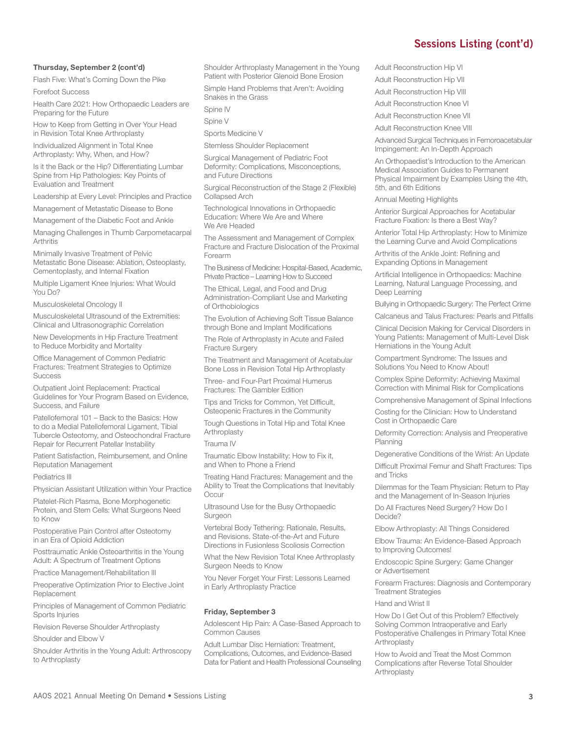## Sessions Listing (cont'd)

**Thursday, September 2 (cont'd)**

Flash Five: What's Coming Down the Pike

Forefoot Success

Health Care 2021: How Orthopaedic Leaders are Preparing for the Future

How to Keep from Getting in Over Your Head in Revision Total Knee Arthroplasty

Individualized Alignment in Total Knee Arthroplasty: Why, When, and How?

Is it the Back or the Hip? Differentiating Lumbar Spine from Hip Pathologies: Key Points of Evaluation and Treatment

Leadership at Every Level: Principles and Practice

Management of Metastatic Disease to Bone

Management of the Diabetic Foot and Ankle

Managing Challenges in Thumb Carpometacarpal Arthritis

Minimally Invasive Treatment of Pelvic Metastatic Bone Disease: Ablation, Osteoplasty, Cementoplasty, and Internal Fixation

Multiple Ligament Knee Injuries: What Would You Do?

Musculoskeletal Oncology II

Musculoskeletal Ultrasound of the Extremities: Clinical and Ultrasonographic Correlation

New Developments in Hip Fracture Treatment to Reduce Morbidity and Mortality

Office Management of Common Pediatric Fractures: Treatment Strategies to Optimize Success

Outpatient Joint Replacement: Practical Guidelines for Your Program Based on Evidence, Success, and Failure

Patellofemoral 101 – Back to the Basics: How to do a Medial Patellofemoral Ligament, Tibial Tubercle Osteotomy, and Osteochondral Fracture Repair for Recurrent Patellar Instability

Patient Satisfaction, Reimbursement, and Online Reputation Management

Pediatrics III

Physician Assistant Utilization within Your Practice

Platelet-Rich Plasma, Bone Morphogenetic Protein, and Stem Cells: What Surgeons Need to Know

Postoperative Pain Control after Osteotomy in an Era of Opioid Addiction

Posttraumatic Ankle Osteoarthritis in the Young Adult: A Spectrum of Treatment Options

Practice Management/Rehabilitation III

Preoperative Optimization Prior to Elective Joint Replacement

Principles of Management of Common Pediatric Sports Injuries

Revision Reverse Shoulder Arthroplasty

Shoulder and Elbow V

Shoulder Arthritis in the Young Adult: Arthroscopy to Arthroplasty

Shoulder Arthroplasty Management in the Young Patient with Posterior Glenoid Bone Erosion

Simple Hand Problems that Aren't: Avoiding Snakes in the Grass

Spine IV

Spine V

Sports Medicine V

Stemless Shoulder Replacement

Surgical Management of Pediatric Foot Deformity: Complications, Misconceptions, and Future Directions

Surgical Reconstruction of the Stage 2 (Flexible) Collapsed Arch

Technological Innovations in Orthopaedic Education: Where We Are and Where We Are Headed

The Assessment and Management of Complex Fracture and Fracture Dislocation of the Proximal Forearm

The Business of Medicine: Hospital-Based, Academic, Private Practice – Learning How to Succeed

The Ethical, Legal, and Food and Drug Administration-Compliant Use and Marketing of Orthobiologics

The Evolution of Achieving Soft Tissue Balance through Bone and Implant Modifications

The Role of Arthroplasty in Acute and Failed Fracture Surgery

The Treatment and Management of Acetabular Bone Loss in Revision Total Hip Arthroplasty

Three- and Four-Part Proximal Humerus Fractures: The Gambler Edition

Tips and Tricks for Common, Yet Difficult, Osteopenic Fractures in the Community

Tough Questions in Total Hip and Total Knee Arthroplasty

Trauma IV

Traumatic Elbow Instability: How to Fix it, and When to Phone a Friend

Treating Hand Fractures: Management and the Ability to Treat the Complications that Inevitably Occur

Ultrasound Use for the Busy Orthopaedic Surgeon

Vertebral Body Tethering: Rationale, Results, and Revisions. State-of-the-Art and Future Directions in Fusionless Scoliosis Correction

What the New Revision Total Knee Arthroplasty Surgeon Needs to Know

You Never Forget Your First: Lessons Learned in Early Arthroplasty Practice

**Friday, September 3**

Adolescent Hip Pain: A Case-Based Approach to Common Causes

Adult Lumbar Disc Herniation: Treatment, Complications, Outcomes, and Evidence-Based Data for Patient and Health Professional Counseling

Adult Reconstruction Hip VI

Adult Reconstruction Hip VII

Adult Reconstruction Hip VIII

Adult Reconstruction Knee VI

Adult Reconstruction Knee VII

Adult Reconstruction Knee VIII

Advanced Surgical Techniques in Femoroacetabular Impingement: An In-Depth Approach

An Orthopaedist's Introduction to the American Medical Association Guides to Permanent Physical Impairment by Examples Using the 4th, 5th, and 6th Editions

Annual Meeting Highlights

Anterior Surgical Approaches for Acetabular Fracture Fixation: Is there a Best Way?

Anterior Total Hip Arthroplasty: How to Minimize the Learning Curve and Avoid Complications

Arthritis of the Ankle Joint: Refining and Expanding Options in Management

Artificial Intelligence in Orthopaedics: Machine Learning, Natural Language Processing, and Deep Learning

Bullying in Orthopaedic Surgery: The Perfect Crime

Calcaneus and Talus Fractures: Pearls and Pitfalls

Clinical Decision Making for Cervical Disorders in Young Patients: Management of Multi-Level Disk Herniations in the Young Adult

Compartment Syndrome: The Issues and Solutions You Need to Know About!

Complex Spine Deformity: Achieving Maximal Correction with Minimal Risk for Complications

Comprehensive Management of Spinal Infections

Costing for the Clinician: How to Understand Cost in Orthopaedic Care

Deformity Correction: Analysis and Preoperative Planning

Degenerative Conditions of the Wrist: An Update

Difficult Proximal Femur and Shaft Fractures: Tips and Tricks

Dilemmas for the Team Physician: Return to Play and the Management of In-Season Injuries

Do All Fractures Need Surgery? How Do I Decide?

Elbow Arthroplasty: All Things Considered

Elbow Trauma: An Evidence-Based Approach to Improving Outcomes!

Endoscopic Spine Surgery: Game Changer or Advertisement

Forearm Fractures: Diagnosis and Contemporary Treatment Strategies

Hand and Wrist II

How Do I Get Out of this Problem? Effectively Solving Common Intraoperative and Early Postoperative Challenges in Primary Total Knee Arthroplasty

How to Avoid and Treat the Most Common Complications after Reverse Total Shoulder Arthroplasty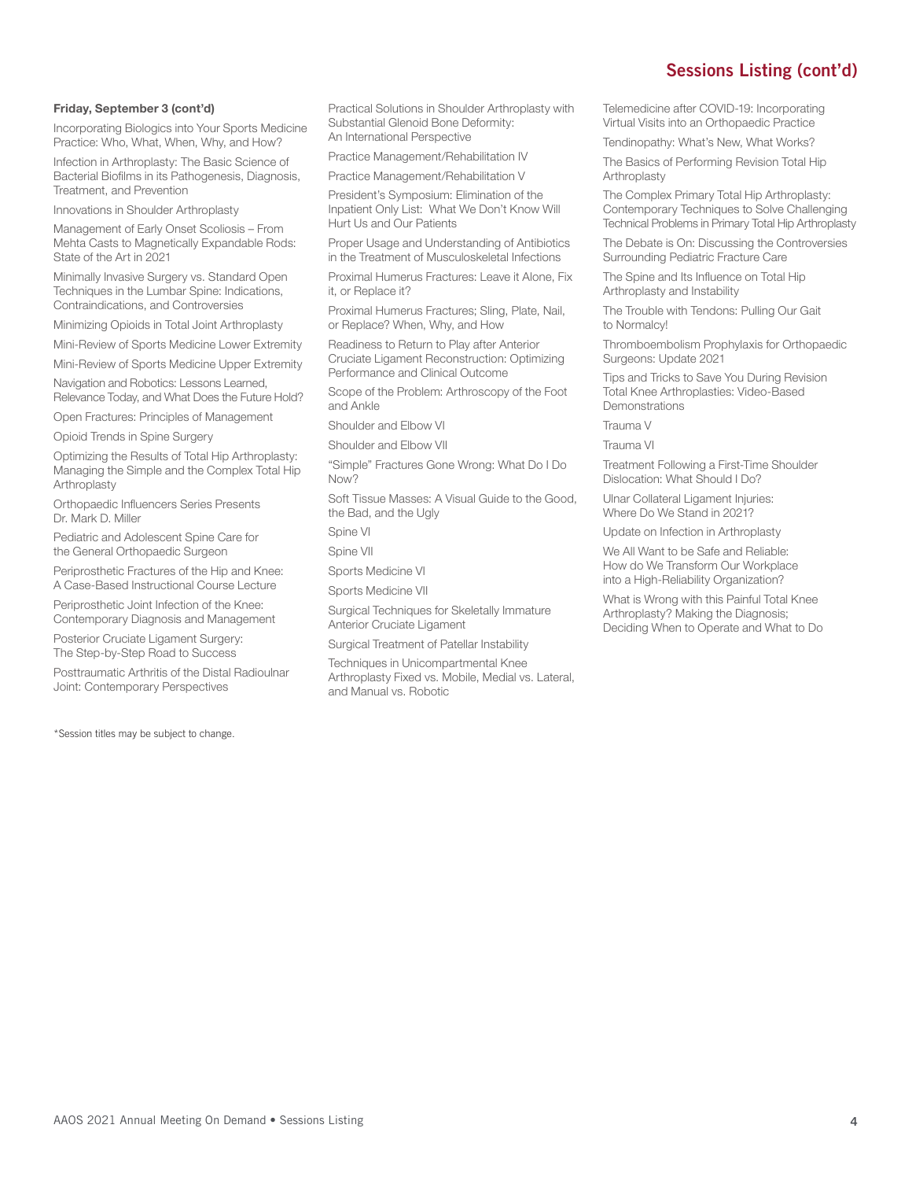## Sessions Listing (cont'd)

**Friday, September 3 (cont'd)**

Incorporating Biologics into Your Sports Medicine Practice: Who, What, When, Why, and How?

Infection in Arthroplasty: The Basic Science of Bacterial Biofilms in its Pathogenesis, Diagnosis, Treatment, and Prevention

Innovations in Shoulder Arthroplasty

Management of Early Onset Scoliosis – From Mehta Casts to Magnetically Expandable Rods: State of the Art in 2021

Minimally Invasive Surgery vs. Standard Open Techniques in the Lumbar Spine: Indications, Contraindications, and Controversies

Minimizing Opioids in Total Joint Arthroplasty

Mini-Review of Sports Medicine Lower Extremity

Mini-Review of Sports Medicine Upper Extremity

Navigation and Robotics: Lessons Learned, Relevance Today, and What Does the Future Hold?

Open Fractures: Principles of Management

Opioid Trends in Spine Surgery

Optimizing the Results of Total Hip Arthroplasty: Managing the Simple and the Complex Total Hip Arthroplasty

Orthopaedic Influencers Series Presents Dr. Mark D. Miller

Pediatric and Adolescent Spine Care for the General Orthopaedic Surgeon

Periprosthetic Fractures of the Hip and Knee: A Case-Based Instructional Course Lecture

Periprosthetic Joint Infection of the Knee: Contemporary Diagnosis and Management

Posterior Cruciate Ligament Surgery: The Step-by-Step Road to Success

Posttraumatic Arthritis of the Distal Radioulnar Joint: Contemporary Perspectives

Practical Solutions in Shoulder Arthroplasty with Substantial Glenoid Bone Deformity: An International Perspective

Practice Management/Rehabilitation IV

Practice Management/Rehabilitation V

President's Symposium: Elimination of the Inpatient Only List: What We Don't Know Will Hurt Us and Our Patients

Proper Usage and Understanding of Antibiotics in the Treatment of Musculoskeletal Infections

Proximal Humerus Fractures: Leave it Alone, Fix it, or Replace it?

Proximal Humerus Fractures; Sling, Plate, Nail, or Replace? When, Why, and How

Readiness to Return to Play after Anterior Cruciate Ligament Reconstruction: Optimizing Performance and Clinical Outcome

Scope of the Problem: Arthroscopy of the Foot and Ankle

Shoulder and Elbow VI

Shoulder and Elbow VII

"Simple" Fractures Gone Wrong: What Do I Do Now?

Soft Tissue Masses: A Visual Guide to the Good, the Bad, and the Ugly

Spine VI

Spine VII

Sports Medicine VI

Sports Medicine VII

Surgical Techniques for Skeletally Immature Anterior Cruciate Ligament

Surgical Treatment of Patellar Instability

Techniques in Unicompartmental Knee Arthroplasty Fixed vs. Mobile, Medial vs. Lateral, and Manual vs. Robotic

Telemedicine after COVID-19: Incorporating Virtual Visits into an Orthopaedic Practice

Tendinopathy: What's New, What Works?

The Basics of Performing Revision Total Hip Arthroplasty

The Complex Primary Total Hip Arthroplasty: Contemporary Techniques to Solve Challenging Technical Problems in Primary Total Hip Arthroplasty

The Debate is On: Discussing the Controversies Surrounding Pediatric Fracture Care

The Spine and Its Influence on Total Hip Arthroplasty and Instability

The Trouble with Tendons: Pulling Our Gait to Normalcy!

Thromboembolism Prophylaxis for Orthopaedic Surgeons: Update 2021

Tips and Tricks to Save You During Revision Total Knee Arthroplasties: Video-Based Demonstrations

Trauma V

Trauma VI

Treatment Following a First-Time Shoulder Dislocation: What Should I Do?

Ulnar Collateral Ligament Injuries: Where Do We Stand in 2021?

Update on Infection in Arthroplasty

We All Want to be Safe and Reliable: How do We Transform Our Workplace into a High-Reliability Organization?

What is Wrong with this Painful Total Knee Arthroplasty? Making the Diagnosis; Deciding When to Operate and What to Do

*Session titles may be subject to change.